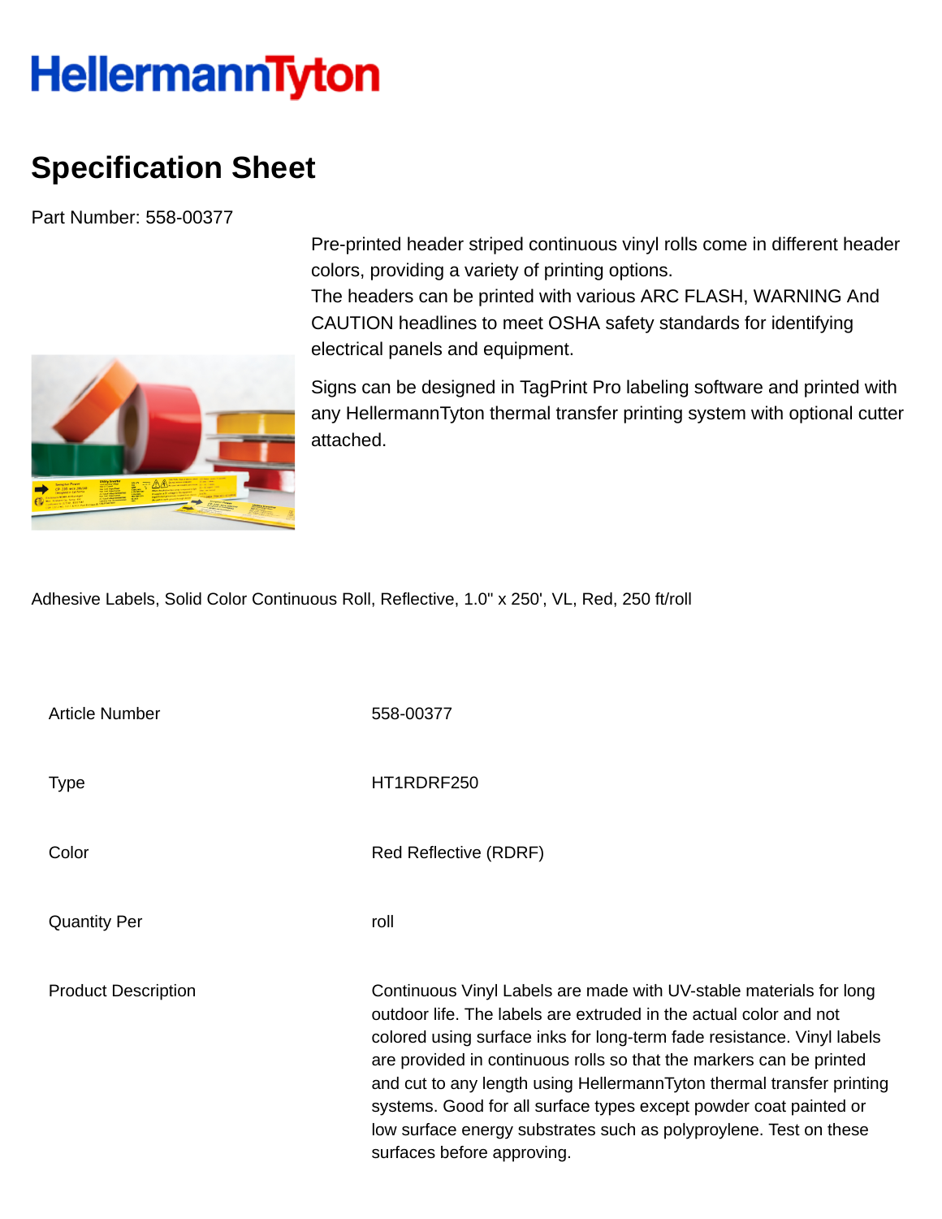HellermannTyton

# Specification Sheet

Part Number: 558-00377

Pre-printed header striped continuous vinyl rolls come in different header colors, providing a variety of printing options.
The headers can be printed with various ARC FLASH, WARNING And CAUTION headlines to meet OSHA safety standards for identifying electrical panels and equipment.

Signs can be designed in TagPrint Pro labeling software and printed with any HellermannTyton thermal transfer printing system with optional cutter attached.

Adhesive Labels, Solid Color Continuous Roll, Reflective, 1.0" x 250', VL, Red, 250 ft/roll

| | |
|---|---|
| Article Number | 558-00377 |
| Type | HT1RDRF250 |
| Color | Red Reflective (RDRF) |
| Quantity Per | roll |
| Product Description | Continuous Vinyl Labels are made with UV-stable materials for long outdoor life. The labels are extruded in the actual color and not colored using surface inks for long-term fade resistance. Vinyl labels are provided in continuous rolls so that the markers can be printed and cut to any length using HellermannTyton thermal transfer printing systems. Good for all surface types except powder coat painted or low surface energy substrates such as polyproylene. Test on these surfaces before approving. |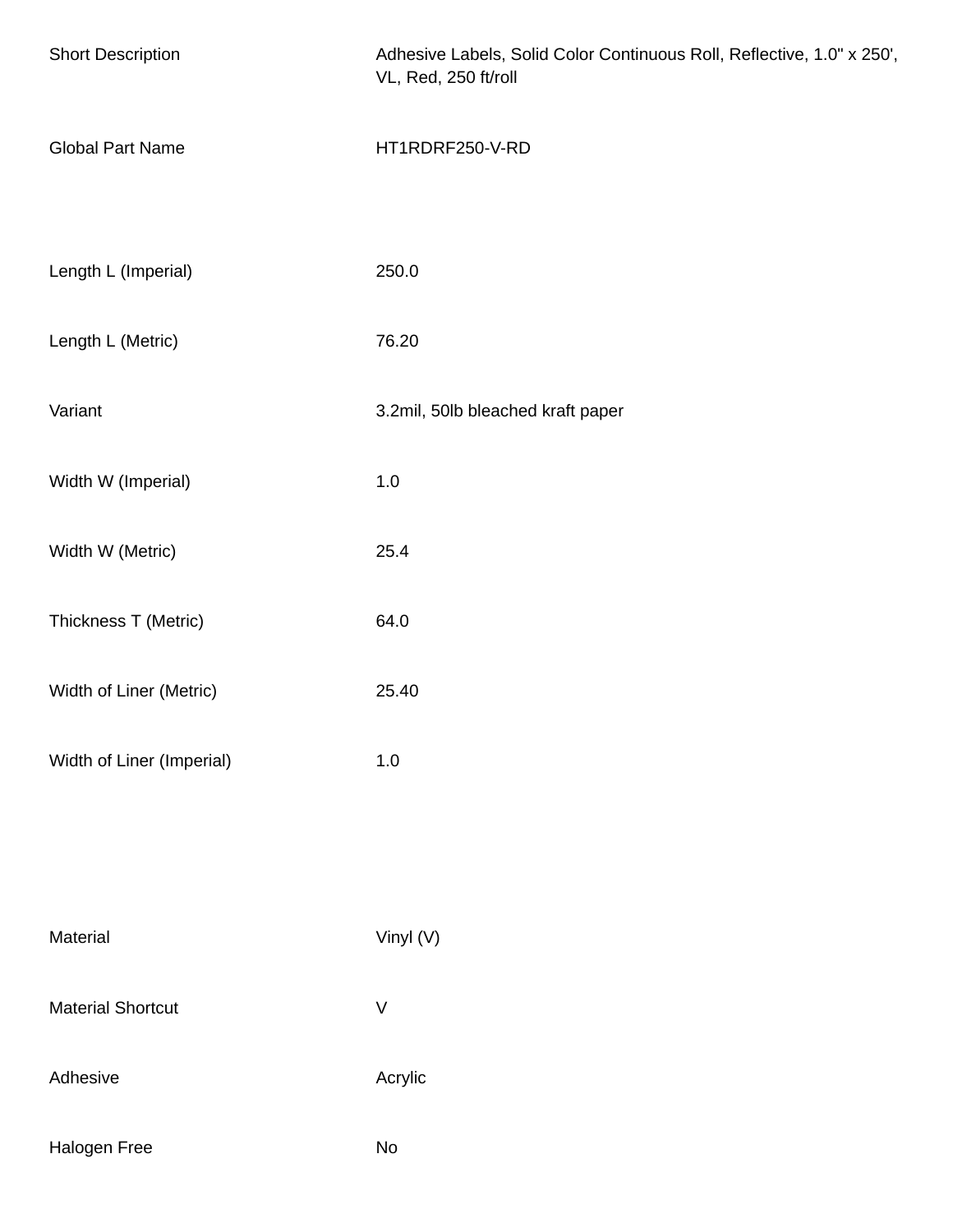| | |
|---|---|
| Short Description | Adhesive Labels, Solid Color Continuous Roll, Reflective, 1.0" x 250', VL, Red, 250 ft/roll |
| Global Part Name | HT1RDRF250-V-RD |
| | |
| Length L (Imperial) | 250.0 |
| Length L (Metric) | 76.20 |
| Variant | 3.2mil, 50lb bleached kraft paper |
| Width W (Imperial) | 1.0 |
| Width W (Metric) | 25.4 |
| Thickness T (Metric) | 64.0 |
| Width of Liner (Metric) | 25.40 |
| Width of Liner (Imperial) | 1.0 |
| | |
| Material | Vinyl (V) |
| Material Shortcut | V |
| Adhesive | Acrylic |
| Halogen Free | No |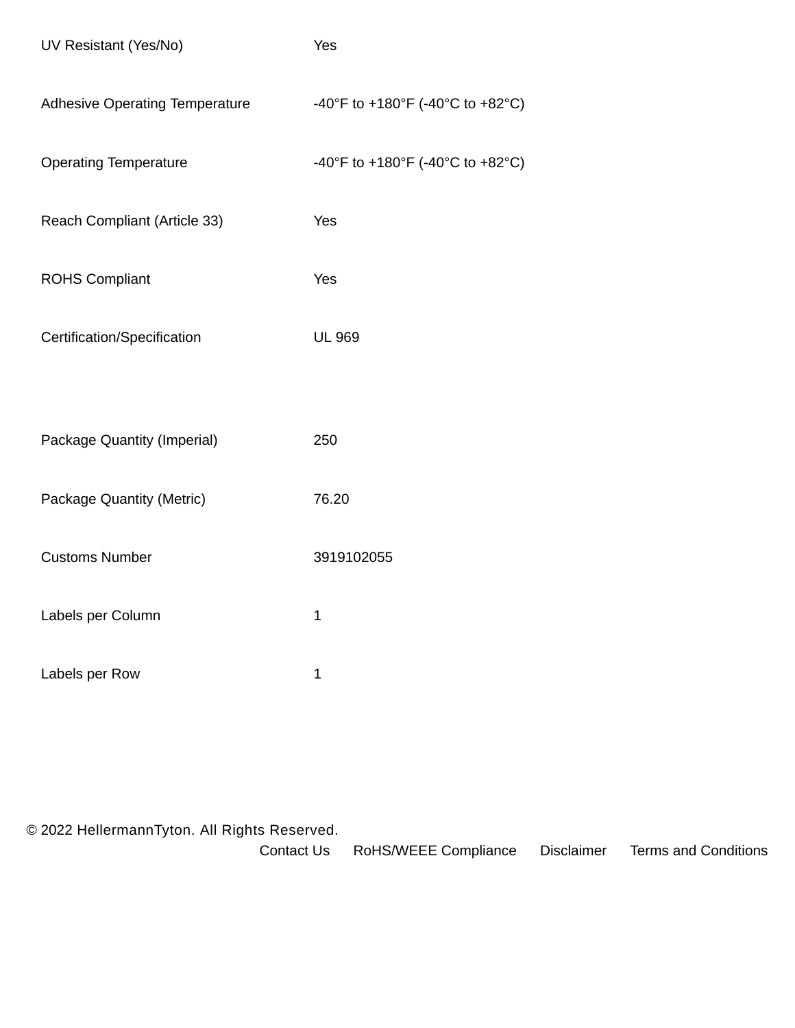| | |
|---|---|
| UV Resistant (Yes/No) | Yes |
| Adhesive Operating Temperature | -40°F to +180°F (-40°C to +82°C) |
| Operating Temperature | -40°F to +180°F (-40°C to +82°C) |
| Reach Compliant (Article 33) | Yes |
| ROHS Compliant | Yes |
| Certification/Specification | UL 969 |

| | |
|---|---|
| Package Quantity (Imperial) | 250 |
| Package Quantity (Metric) | 76.20 |
| Customs Number | 3919102055 |
| Labels per Column | 1 |
| Labels per Row | 1 |

© 2022 HellermannTyton. All Rights Reserved.

Contact Us RoHS/WEEE Compliance Disclaimer Terms and Conditions